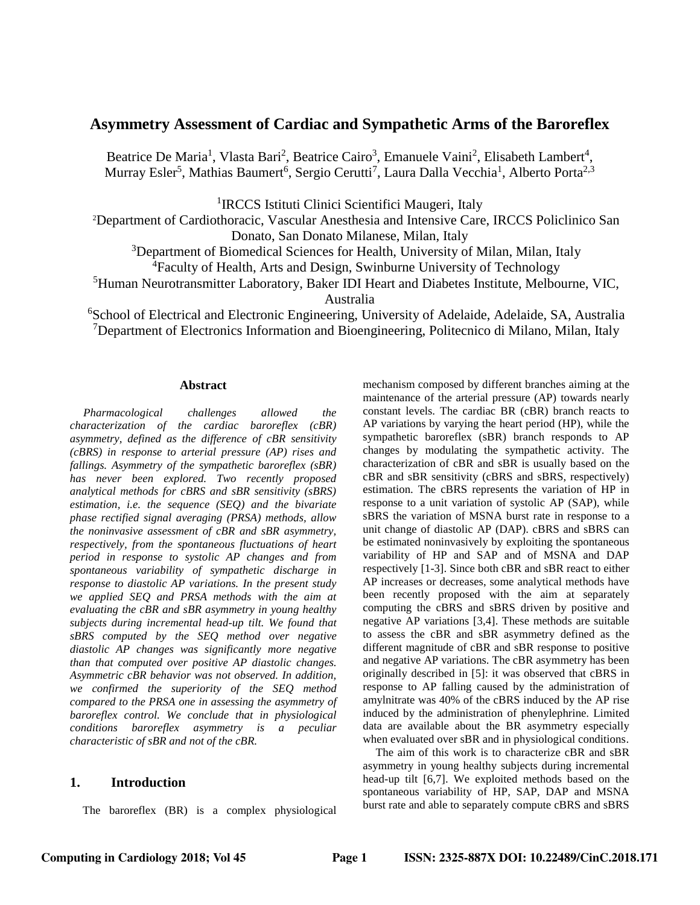# Asymmetry Assessment of Cardiac and Sympathetic Arms of the Baroreflex

Beatrice De Maria[1], Vlasta Bari[2], Beatrice Cairo[3], Emanuele Vaini[2], Elisabeth Lambert[4], Murray Esler[5], Mathias Baumert[6], Sergio Cerutti[7], Laura Dalla Vecchia[1], Alberto Porta[2,3]

[1]IRCCS Istituti Clinici Scientifici Maugeri, Italy
[2]Department of Cardiothoracic, Vascular Anesthesia and Intensive Care, IRCCS Policlinico San Donato, San Donato Milanese, Milan, Italy
[3]Department of Biomedical Sciences for Health, University of Milan, Milan, Italy
[4]Faculty of Health, Arts and Design, Swinburne University of Technology
[5]Human Neurotransmitter Laboratory, Baker IDI Heart and Diabetes Institute, Melbourne, VIC, Australia
[6]School of Electrical and Electronic Engineering, University of Adelaide, Adelaide, SA, Australia
[7]Department of Electronics Information and Bioengineering, Politecnico di Milano, Milan, Italy

### Abstract

*Pharmacological challenges allowed the characterization of the cardiac baroreflex (cBR) asymmetry, defined as the difference of cBR sensitivity (cBRS) in response to arterial pressure (AP) rises and fallings. Asymmetry of the sympathetic baroreflex (sBR) has never been explored. Two recently proposed analytical methods for cBRS and sBR sensitivity (sBRS) estimation, i.e. the sequence (SEQ) and the bivariate phase rectified signal averaging (PRSA) methods, allow the noninvasive assessment of cBR and sBR asymmetry, respectively, from the spontaneous fluctuations of heart period in response to systolic AP changes and from spontaneous variability of sympathetic discharge in response to diastolic AP variations. In the present study we applied SEQ and PRSA methods with the aim at evaluating the cBR and sBR asymmetry in young healthy subjects during incremental head-up tilt. We found that sBRS computed by the SEQ method over negative diastolic AP changes was significantly more negative than that computed over positive AP diastolic changes. Asymmetric cBR behavior was not observed. In addition, we confirmed the superiority of the SEQ method compared to the PRSA one in assessing the asymmetry of baroreflex control. We conclude that in physiological conditions baroreflex asymmetry is a peculiar characteristic of sBR and not of the cBR.*

## 1. Introduction

The baroreflex (BR) is a complex physiological mechanism composed by different branches aiming at the maintenance of the arterial pressure (AP) towards nearly constant levels. The cardiac BR (cBR) branch reacts to AP variations by varying the heart period (HP), while the sympathetic baroreflex (sBR) branch responds to AP changes by modulating the sympathetic activity. The characterization of cBR and sBR is usually based on the cBR and sBR sensitivity (cBRS and sBRS, respectively) estimation. The cBRS represents the variation of HP in response to a unit variation of systolic AP (SAP), while sBRS the variation of MSNA burst rate in response to a unit change of diastolic AP (DAP). cBRS and sBRS can be estimated noninvasively by exploiting the spontaneous variability of HP and SAP and of MSNA and DAP respectively [1-3]. Since both cBR and sBR react to either AP increases or decreases, some analytical methods have been recently proposed with the aim at separately computing the cBRS and sBRS driven by positive and negative AP variations [3,4]. These methods are suitable to assess the cBR and sBR asymmetry defined as the different magnitude of cBR and sBR response to positive and negative AP variations. The cBR asymmetry has been originally described in [5]: it was observed that cBRS in response to AP falling caused by the administration of amylnitrate was 40% of the cBRS induced by the AP rise induced by the administration of phenylephrine. Limited data are available about the BR asymmetry especially when evaluated over sBR and in physiological conditions.

The aim of this work is to characterize cBR and sBR asymmetry in young healthy subjects during incremental head-up tilt [6,7]. We exploited methods based on the spontaneous variability of HP, SAP, DAP and MSNA burst rate and able to separately compute cBRS and sBRS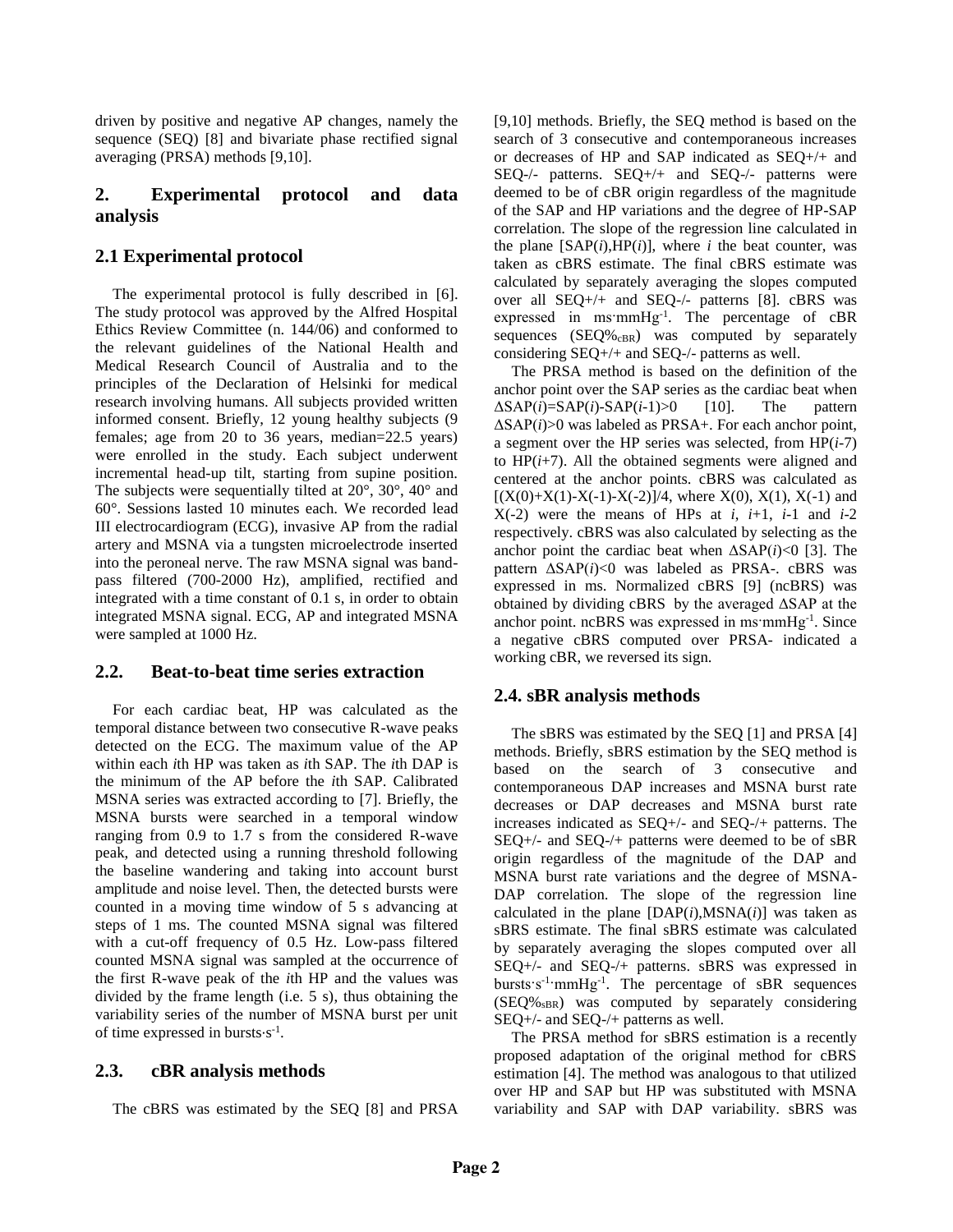driven by positive and negative AP changes, namely the sequence (SEQ) [8] and bivariate phase rectified signal averaging (PRSA) methods [9,10].

## 2. Experimental protocol and data analysis

### 2.1 Experimental protocol

The experimental protocol is fully described in [6]. The study protocol was approved by the Alfred Hospital Ethics Review Committee (n. 144/06) and conformed to the relevant guidelines of the National Health and Medical Research Council of Australia and to the principles of the Declaration of Helsinki for medical research involving humans. All subjects provided written informed consent. Briefly, 12 young healthy subjects (9 females; age from 20 to 36 years, median=22.5 years) were enrolled in the study. Each subject underwent incremental head-up tilt, starting from supine position. The subjects were sequentially tilted at 20°, 30°, 40° and 60°. Sessions lasted 10 minutes each. We recorded lead III electrocardiogram (ECG), invasive AP from the radial artery and MSNA via a tungsten microelectrode inserted into the peroneal nerve. The raw MSNA signal was band-pass filtered (700-2000 Hz), amplified, rectified and integrated with a time constant of 0.1 s, in order to obtain integrated MSNA signal. ECG, AP and integrated MSNA were sampled at 1000 Hz.

### 2.2. Beat-to-beat time series extraction

For each cardiac beat, HP was calculated as the temporal distance between two consecutive R-wave peaks detected on the ECG. The maximum value of the AP within each *i*th HP was taken as *i*th SAP. The *i*th DAP is the minimum of the AP before the *i*th SAP. Calibrated MSNA series was extracted according to [7]. Briefly, the MSNA bursts were searched in a temporal window ranging from 0.9 to 1.7 s from the considered R-wave peak, and detected using a running threshold following the baseline wandering and taking into account burst amplitude and noise level. Then, the detected bursts were counted in a moving time window of 5 s advancing at steps of 1 ms. The counted MSNA signal was filtered with a cut-off frequency of 0.5 Hz. Low-pass filtered counted MSNA signal was sampled at the occurrence of the first R-wave peak of the *i*th HP and the values was divided by the frame length (i.e. 5 s), thus obtaining the variability series of the number of MSNA burst per unit of time expressed in bursts$\cdot$s$^{-1}$.

### 2.3. cBR analysis methods

The cBRS was estimated by the SEQ [8] and PRSA [9,10] methods. Briefly, the SEQ method is based on the search of 3 consecutive and contemporaneous increases or decreases of HP and SAP indicated as SEQ+/+ and SEQ-/- patterns. SEQ+/+ and SEQ-/- patterns were deemed to be of cBR origin regardless of the magnitude of the SAP and HP variations and the degree of HP-SAP correlation. The slope of the regression line calculated in the plane [SAP($i$),HP($i$)], where $i$ the beat counter, was taken as cBRS estimate. The final cBRS estimate was calculated by separately averaging the slopes computed over all SEQ+/+ and SEQ-/- patterns [8]. cBRS was expressed in ms$\cdot$mmHg$^{-1}$. The percentage of cBR sequences (SEQ%$_{cBR}$) was computed by separately considering SEQ+/+ and SEQ-/- patterns as well.

The PRSA method is based on the definition of the anchor point over the SAP series as the cardiac beat when $\Delta$SAP($i$)=SAP($i$)-SAP($i$-1)>0 [10]. The pattern $\Delta$SAP($i$)>0 was labeled as PRSA+. For each anchor point, a segment over the HP series was selected, from HP($i$-7) to HP($i$+7). All the obtained segments were aligned and centered at the anchor points. cBRS was calculated as $[(X(0)+X(1)-X(-1)-X(-2)]/4$, where X(0), X(1), X(-1) and X(-2) were the means of HPs at $i$, $i$+1, $i$-1 and $i$-2 respectively. cBRS was also calculated by selecting as the anchor point the cardiac beat when $\Delta$SAP($i$)<0 [3]. The pattern $\Delta$SAP($i$)<0 was labeled as PRSA-. cBRS was expressed in ms. Normalized cBRS [9] (ncBRS) was obtained by dividing cBRS by the averaged $\Delta$SAP at the anchor point. ncBRS was expressed in ms$\cdot$mmHg$^{-1}$. Since a negative cBRS computed over PRSA- indicated a working cBR, we reversed its sign.

### 2.4. sBR analysis methods

The sBRS was estimated by the SEQ [1] and PRSA [4] methods. Briefly, sBRS estimation by the SEQ method is based on the search of 3 consecutive and contemporaneous DAP increases and MSNA burst rate decreases or DAP decreases and MSNA burst rate increases indicated as SEQ+/- and SEQ-/+ patterns. The SEQ+/- and SEQ-/+ patterns were deemed to be of sBR origin regardless of the magnitude of the DAP and MSNA burst rate variations and the degree of MSNA-DAP correlation. The slope of the regression line calculated in the plane [DAP($i$),MSNA($i$)] was taken as sBRS estimate. The final sBRS estimate was calculated by separately averaging the slopes computed over all SEQ+/- and SEQ-/+ patterns. sBRS was expressed in bursts$\cdot$s$^{-1}\cdot$mmHg$^{-1}$. The percentage of sBR sequences (SEQ%$_{sBR}$) was computed by separately considering SEQ+/- and SEQ-/+ patterns as well.

The PRSA method for sBRS estimation is a recently proposed adaptation of the original method for cBRS estimation [4]. The method was analogous to that utilized over HP and SAP but HP was substituted with MSNA variability and SAP with DAP variability. sBRS was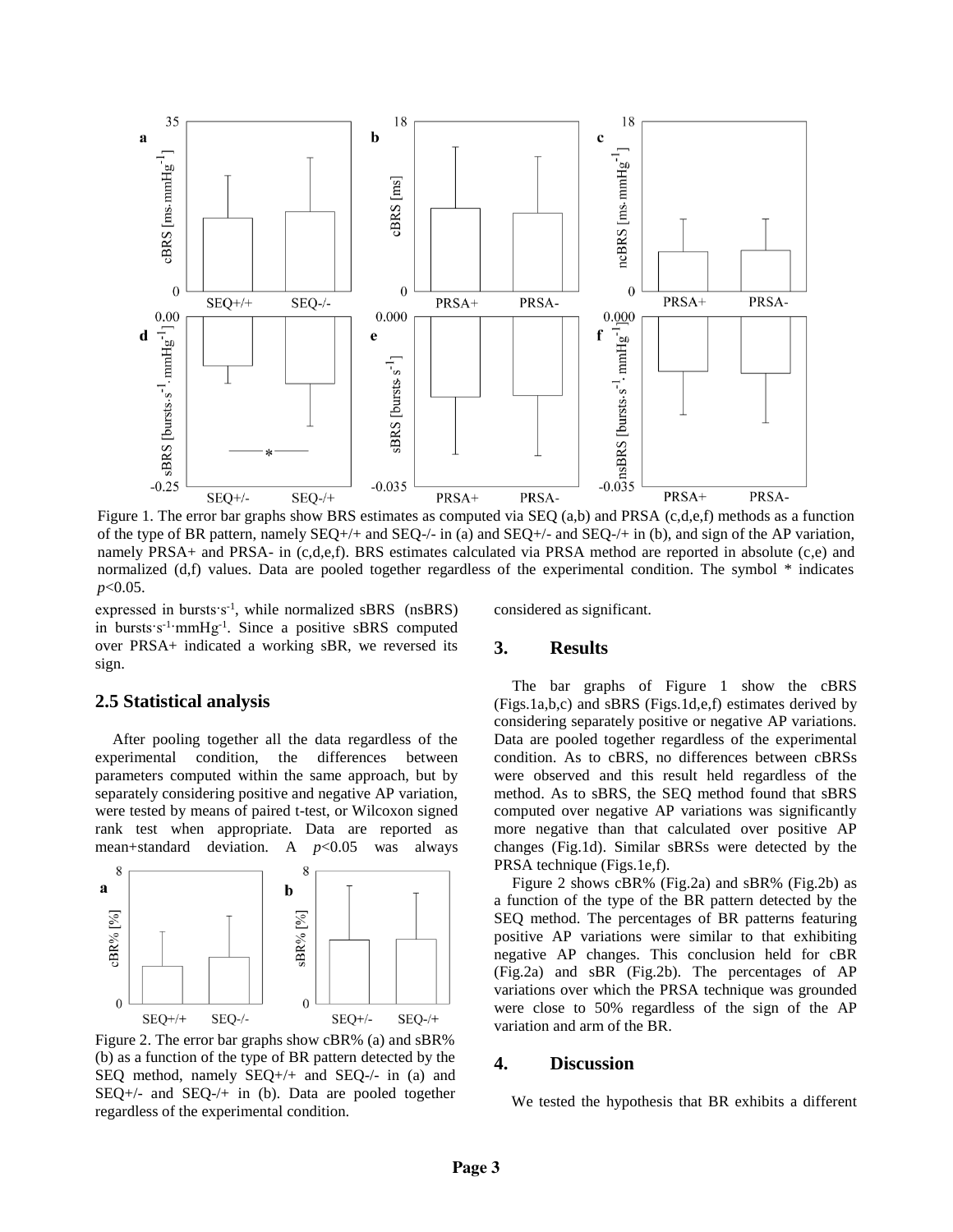Figure 1. The error bar graphs show BRS estimates as computed via SEQ (a,b) and PRSA (c,d,e,f) methods as a function of the type of BR pattern, namely SEQ+/+ and SEQ-/- in (a) and SEQ+/- and SEQ-/+ in (b), and sign of the AP variation, namely PRSA+ and PRSA- in (c,d,e,f). BRS estimates calculated via PRSA method are reported in absolute (c,e) and normalized (d,f) values. Data are pooled together regardless of the experimental condition. The symbol * indicates $p$<0.05.

expressed in bursts·s$^{-1}$, while normalized sBRS (nsBRS) in bursts·s$^{-1}$·mmHg$^{-1}$. Since a positive sBRS computed over PRSA+ indicated a working sBR, we reversed its sign.

## 2.5 Statistical analysis

After pooling together all the data regardless of the experimental condition, the differences between parameters computed within the same approach, but by separately considering positive and negative AP variation, were tested by means of paired t-test, or Wilcoxon signed rank test when appropriate. Data are reported as mean+standard deviation. A $p$<0.05 was always considered as significant.

Figure 2. The error bar graphs show cBR% (a) and sBR% (b) as a function of the type of BR pattern detected by the SEQ method, namely SEQ+/+ and SEQ-/- in (a) and SEQ+/- and SEQ-/+ in (b). Data are pooled together regardless of the experimental condition.

## 3. Results

The bar graphs of Figure 1 show the cBRS (Figs.1a,b,c) and sBRS (Figs.1d,e,f) estimates derived by considering separately positive or negative AP variations. Data are pooled together regardless of the experimental condition. As to cBRS, no differences between cBRSs were observed and this result held regardless of the method. As to sBRS, the SEQ method found that sBRS computed over negative AP variations was significantly more negative than that calculated over positive AP changes (Fig.1d). Similar sBRSs were detected by the PRSA technique (Figs.1e,f).

Figure 2 shows cBR% (Fig.2a) and sBR% (Fig.2b) as a function of the type of the BR pattern detected by the SEQ method. The percentages of BR patterns featuring positive AP variations were similar to that exhibiting negative AP changes. This conclusion held for cBR (Fig.2a) and sBR (Fig.2b). The percentages of AP variations over which the PRSA technique was grounded were close to 50% regardless of the sign of the AP variation and arm of the BR.

## 4. Discussion

We tested the hypothesis that BR exhibits a different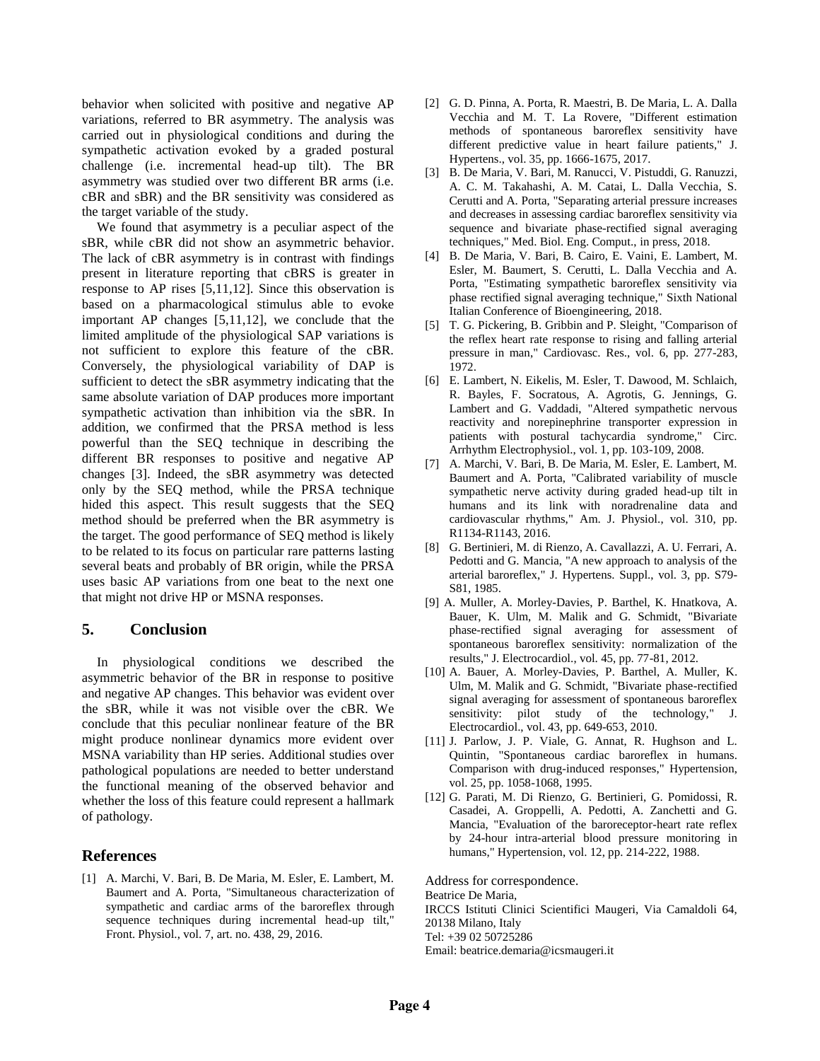behavior when solicited with positive and negative AP variations, referred to BR asymmetry. The analysis was carried out in physiological conditions and during the sympathetic activation evoked by a graded postural challenge (i.e. incremental head-up tilt). The BR asymmetry was studied over two different BR arms (i.e. cBR and sBR) and the BR sensitivity was considered as the target variable of the study.

We found that asymmetry is a peculiar aspect of the sBR, while cBR did not show an asymmetric behavior. The lack of cBR asymmetry is in contrast with findings present in literature reporting that cBRS is greater in response to AP rises [5,11,12]. Since this observation is based on a pharmacological stimulus able to evoke important AP changes [5,11,12], we conclude that the limited amplitude of the physiological SAP variations is not sufficient to explore this feature of the cBR. Conversely, the physiological variability of DAP is sufficient to detect the sBR asymmetry indicating that the same absolute variation of DAP produces more important sympathetic activation than inhibition via the sBR. In addition, we confirmed that the PRSA method is less powerful than the SEQ technique in describing the different BR responses to positive and negative AP changes [3]. Indeed, the sBR asymmetry was detected only by the SEQ method, while the PRSA technique hided this aspect. This result suggests that the SEQ method should be preferred when the BR asymmetry is the target. The good performance of SEQ method is likely to be related to its focus on particular rare patterns lasting several beats and probably of BR origin, while the PRSA uses basic AP variations from one beat to the next one that might not drive HP or MSNA responses.

## 5. Conclusion

In physiological conditions we described the asymmetric behavior of the BR in response to positive and negative AP changes. This behavior was evident over the sBR, while it was not visible over the cBR. We conclude that this peculiar nonlinear feature of the BR might produce nonlinear dynamics more evident over MSNA variability than HP series. Additional studies over pathological populations are needed to better understand the functional meaning of the observed behavior and whether the loss of this feature could represent a hallmark of pathology.

## References

[1] A. Marchi, V. Bari, B. De Maria, M. Esler, E. Lambert, M. Baumert and A. Porta, "Simultaneous characterization of sympathetic and cardiac arms of the baroreflex through sequence techniques during incremental head-up tilt," Front. Physiol., vol. 7, art. no. 438, 29, 2016.

[2] G. D. Pinna, A. Porta, R. Maestri, B. De Maria, L. A. Dalla Vecchia and M. T. La Rovere, "Different estimation methods of spontaneous baroreflex sensitivity have different predictive value in heart failure patients," J. Hypertens., vol. 35, pp. 1666-1675, 2017.

[3] B. De Maria, V. Bari, M. Ranucci, V. Pistuddi, G. Ranuzzi, A. C. M. Takahashi, A. M. Catai, L. Dalla Vecchia, S. Cerutti and A. Porta, "Separating arterial pressure increases and decreases in assessing cardiac baroreflex sensitivity via sequence and bivariate phase-rectified signal averaging techniques," Med. Biol. Eng. Comput., in press, 2018.

[4] B. De Maria, V. Bari, B. Cairo, E. Vaini, E. Lambert, M. Esler, M. Baumert, S. Cerutti, L. Dalla Vecchia and A. Porta, "Estimating sympathetic baroreflex sensitivity via phase rectified signal averaging technique," Sixth National Italian Conference of Bioengineering, 2018.

[5] T. G. Pickering, B. Gribbin and P. Sleight, "Comparison of the reflex heart rate response to rising and falling arterial pressure in man," Cardiovasc. Res., vol. 6, pp. 277-283, 1972.

[6] E. Lambert, N. Eikelis, M. Esler, T. Dawood, M. Schlaich, R. Bayles, F. Socratous, A. Agrotis, G. Jennings, G. Lambert and G. Vaddadi, "Altered sympathetic nervous reactivity and norepinephrine transporter expression in patients with postural tachycardia syndrome," Circ. Arrhythm Electrophysiol., vol. 1, pp. 103-109, 2008.

[7] A. Marchi, V. Bari, B. De Maria, M. Esler, E. Lambert, M. Baumert and A. Porta, "Calibrated variability of muscle sympathetic nerve activity during graded head-up tilt in humans and its link with noradrenaline data and cardiovascular rhythms," Am. J. Physiol., vol. 310, pp. R1134-R1143, 2016.

[8] G. Bertinieri, M. di Rienzo, A. Cavallazzi, A. U. Ferrari, A. Pedotti and G. Mancia, "A new approach to analysis of the arterial baroreflex," J. Hypertens. Suppl., vol. 3, pp. S79-S81, 1985.

[9] A. Muller, A. Morley-Davies, P. Barthel, K. Hnatkova, A. Bauer, K. Ulm, M. Malik and G. Schmidt, "Bivariate phase-rectified signal averaging for assessment of spontaneous baroreflex sensitivity: normalization of the results," J. Electrocardiol., vol. 45, pp. 77-81, 2012.

[10] A. Bauer, A. Morley-Davies, P. Barthel, A. Muller, K. Ulm, M. Malik and G. Schmidt, "Bivariate phase-rectified signal averaging for assessment of spontaneous baroreflex sensitivity: pilot study of the technology," J. Electrocardiol., vol. 43, pp. 649-653, 2010.

[11] J. Parlow, J. P. Viale, G. Annat, R. Hughson and L. Quintin, "Spontaneous cardiac baroreflex in humans. Comparison with drug-induced responses," Hypertension, vol. 25, pp. 1058-1068, 1995.

[12] G. Parati, M. Di Rienzo, G. Bertinieri, G. Pomidossi, R. Casadei, A. Groppelli, A. Pedotti, A. Zanchetti and G. Mancia, "Evaluation of the baroreceptor-heart rate reflex by 24-hour intra-arterial blood pressure monitoring in humans," Hypertension, vol. 12, pp. 214-222, 1988.

Address for correspondence.

Beatrice De Maria,
IRCCS Istituti Clinici Scientifici Maugeri, Via Camaldoli 64, 20138 Milano, Italy
Tel: +39 02 50725286
Email: beatrice.demaria@icsmaugeri.it